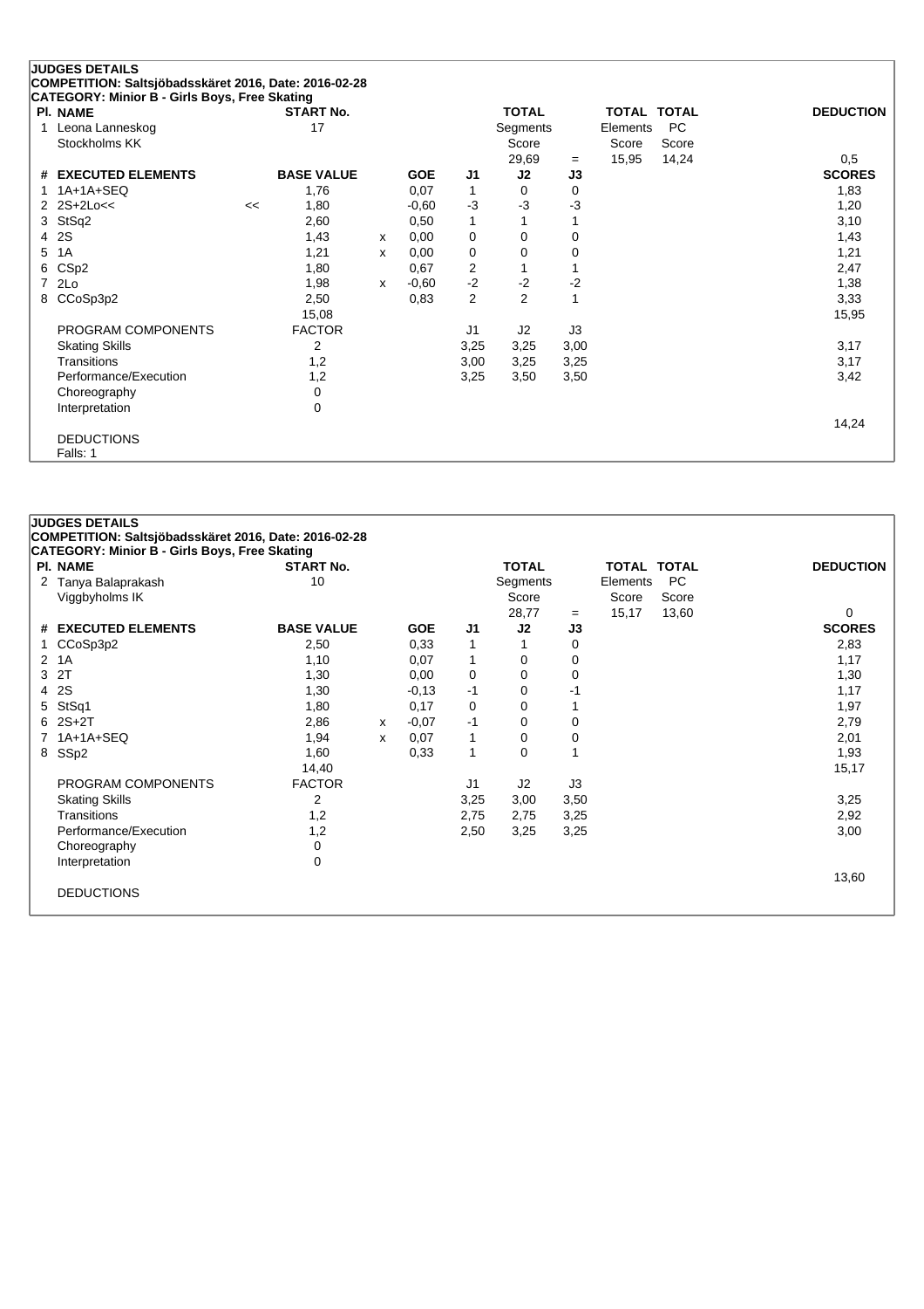## JUDGES DETAILS

**COMPETITION: Saltsjöbadsskäret 2016, Date: 2016-02-28**
**CATEGORY: Minior B - Girls Boys, Free Skating**

| Pl. | NAME | START No. | TOTAL Segments Score | = | TOTAL Elements Score | TOTAL PC Score | DEDUCTION |
|---|---|---|---|---|---|---|---|
| 1 | Leona Lanneskog, Stockholms KK | 17 | 29,69 | = | 15,95 | 14,24 | 0,5 |

| # | EXECUTED ELEMENTS | | BASE VALUE | | GOE | J1 | J2 | J3 | SCORES |
|---|---|---|---|---|---|---|---|---|---|
| 1 | 1A+1A+SEQ | | 1,76 | | 0,07 | 1 | 0 | 0 | 1,83 |
| 2 | 2S+2Lo<< | << | 1,80 | | -0,60 | -3 | -3 | -3 | 1,20 |
| 3 | StSq2 | | 2,60 | | 0,50 | 1 | 1 | 1 | 3,10 |
| 4 | 2S | | 1,43 | x | 0,00 | 0 | 0 | 0 | 1,43 |
| 5 | 1A | | 1,21 | x | 0,00 | 0 | 0 | 0 | 1,21 |
| 6 | CSp2 | | 1,80 | | 0,67 | 2 | 1 | 1 | 2,47 |
| 7 | 2Lo | | 1,98 | x | -0,60 | -2 | -2 | -2 | 1,38 |
| 8 | CCoSp3p2 | | 2,50 | | 0,83 | 2 | 2 | 1 | 3,33 |
| | | | 15,08 | | | | | | 15,95 |

| PROGRAM COMPONENTS | FACTOR | J1 | J2 | J3 | |
|---|---|---|---|---|---|
| Skating Skills | 2 | 3,25 | 3,25 | 3,00 | 3,17 |
| Transitions | 1,2 | 3,00 | 3,25 | 3,25 | 3,17 |
| Performance/Execution | 1,2 | 3,25 | 3,50 | 3,50 | 3,42 |
| Choreography | 0 | | | | |
| Interpretation | 0 | | | | |
| | | | | | 14,24 |

DEDUCTIONS
Falls: 1

## JUDGES DETAILS

**COMPETITION: Saltsjöbadsskäret 2016, Date: 2016-02-28**
**CATEGORY: Minior B - Girls Boys, Free Skating**

| Pl. | NAME | START No. | TOTAL Segments Score | = | TOTAL Elements Score | TOTAL PC Score | DEDUCTION |
|---|---|---|---|---|---|---|---|
| 2 | Tanya Balaprakash, Viggbyholms IK | 10 | 28,77 | = | 15,17 | 13,60 | 0 |

| # | EXECUTED ELEMENTS | BASE VALUE | | GOE | J1 | J2 | J3 | SCORES |
|---|---|---|---|---|---|---|---|---|
| 1 | CCoSp3p2 | 2,50 | | 0,33 | 1 | 1 | 0 | 2,83 |
| 2 | 1A | 1,10 | | 0,07 | 1 | 0 | 0 | 1,17 |
| 3 | 2T | 1,30 | | 0,00 | 0 | 0 | 0 | 1,30 |
| 4 | 2S | 1,30 | | -0,13 | -1 | 0 | -1 | 1,17 |
| 5 | StSq1 | 1,80 | | 0,17 | 0 | 0 | 1 | 1,97 |
| 6 | 2S+2T | 2,86 | x | -0,07 | -1 | 0 | 0 | 2,79 |
| 7 | 1A+1A+SEQ | 1,94 | x | 0,07 | 1 | 0 | 0 | 2,01 |
| 8 | SSp2 | 1,60 | | 0,33 | 1 | 0 | 1 | 1,93 |
| | | 14,40 | | | | | | 15,17 |

| PROGRAM COMPONENTS | FACTOR | J1 | J2 | J3 | |
|---|---|---|---|---|---|
| Skating Skills | 2 | 3,25 | 3,00 | 3,50 | 3,25 |
| Transitions | 1,2 | 2,75 | 2,75 | 3,25 | 2,92 |
| Performance/Execution | 1,2 | 2,50 | 3,25 | 3,25 | 3,00 |
| Choreography | 0 | | | | |
| Interpretation | 0 | | | | |
| | | | | | 13,60 |

DEDUCTIONS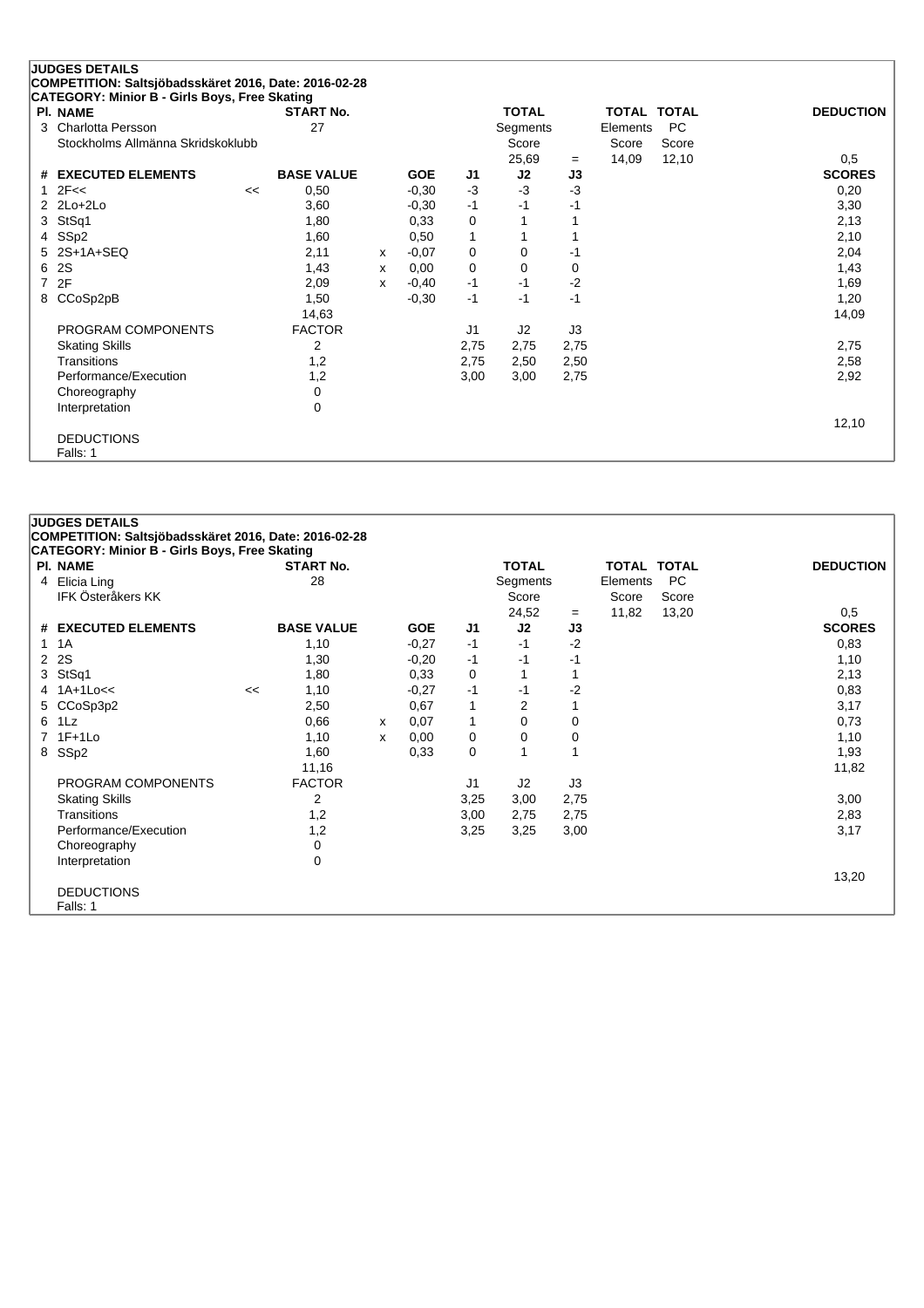## JUDGES DETAILS

**COMPETITION: Saltsjöbadsskäret 2016, Date: 2016-02-28**
**CATEGORY: Minior B - Girls Boys, Free Skating**

| Pl. | NAME | START No. | TOTAL Segments Score | = | TOTAL Elements Score | TOTAL PC Score | DEDUCTION |
|---|---|---|---|---|---|---|---|
| 3 | Charlotta Persson<br>Stockholms Allmänna Skridskoklubb | 27 | 25,69 | = | 14,09 | 12,10 | 0,5 |

| # | EXECUTED ELEMENTS | | BASE VALUE | | GOE | J1 | J2 | J3 | SCORES |
|---|---|---|---|---|---|---|---|---|---|
| 1 | 2F<< | << | 0,50 | | -0,30 | -3 | -3 | -3 | 0,20 |
| 2 | 2Lo+2Lo | | 3,60 | | -0,30 | -1 | -1 | -1 | 3,30 |
| 3 | StSq1 | | 1,80 | | 0,33 | 0 | 1 | 1 | 2,13 |
| 4 | SSp2 | | 1,60 | | 0,50 | 1 | 1 | 1 | 2,10 |
| 5 | 2S+1A+SEQ | | 2,11 | x | -0,07 | 0 | 0 | -1 | 2,04 |
| 6 | 2S | | 1,43 | x | 0,00 | 0 | 0 | 0 | 1,43 |
| 7 | 2F | | 2,09 | x | -0,40 | -1 | -1 | -2 | 1,69 |
| 8 | CCoSp2pB | | 1,50 | | -0,30 | -1 | -1 | -1 | 1,20 |
| | | | 14,63 | | | | | | 14,09 |

| PROGRAM COMPONENTS | FACTOR | J1 | J2 | J3 | |
|---|---|---|---|---|---|
| Skating Skills | 2 | 2,75 | 2,75 | 2,75 | 2,75 |
| Transitions | 1,2 | 2,75 | 2,50 | 2,50 | 2,58 |
| Performance/Execution | 1,2 | 3,00 | 3,00 | 2,75 | 2,92 |
| Choreography | 0 | | | | |
| Interpretation | 0 | | | | |
| | | | | | 12,10 |

DEDUCTIONS
Falls: 1

## JUDGES DETAILS

**COMPETITION: Saltsjöbadsskäret 2016, Date: 2016-02-28**
**CATEGORY: Minior B - Girls Boys, Free Skating**

| Pl. | NAME | START No. | TOTAL Segments Score | = | TOTAL Elements Score | TOTAL PC Score | DEDUCTION |
|---|---|---|---|---|---|---|---|
| 4 | Elicia Ling<br>IFK Österåkers KK | 28 | 24,52 | = | 11,82 | 13,20 | 0,5 |

| # | EXECUTED ELEMENTS | | BASE VALUE | | GOE | J1 | J2 | J3 | SCORES |
|---|---|---|---|---|---|---|---|---|---|
| 1 | 1A | | 1,10 | | -0,27 | -1 | -1 | -2 | 0,83 |
| 2 | 2S | | 1,30 | | -0,20 | -1 | -1 | -1 | 1,10 |
| 3 | StSq1 | | 1,80 | | 0,33 | 0 | 1 | 1 | 2,13 |
| 4 | 1A+1Lo<< | << | 1,10 | | -0,27 | -1 | -1 | -2 | 0,83 |
| 5 | CCoSp3p2 | | 2,50 | | 0,67 | 1 | 2 | 1 | 3,17 |
| 6 | 1Lz | | 0,66 | x | 0,07 | 1 | 0 | 0 | 0,73 |
| 7 | 1F+1Lo | | 1,10 | x | 0,00 | 0 | 0 | 0 | 1,10 |
| 8 | SSp2 | | 1,60 | | 0,33 | 0 | 1 | 1 | 1,93 |
| | | | 11,16 | | | | | | 11,82 |

| PROGRAM COMPONENTS | FACTOR | J1 | J2 | J3 | |
|---|---|---|---|---|---|
| Skating Skills | 2 | 3,25 | 3,00 | 2,75 | 3,00 |
| Transitions | 1,2 | 3,00 | 2,75 | 2,75 | 2,83 |
| Performance/Execution | 1,2 | 3,25 | 3,25 | 3,00 | 3,17 |
| Choreography | 0 | | | | |
| Interpretation | 0 | | | | |
| | | | | | 13,20 |

DEDUCTIONS
Falls: 1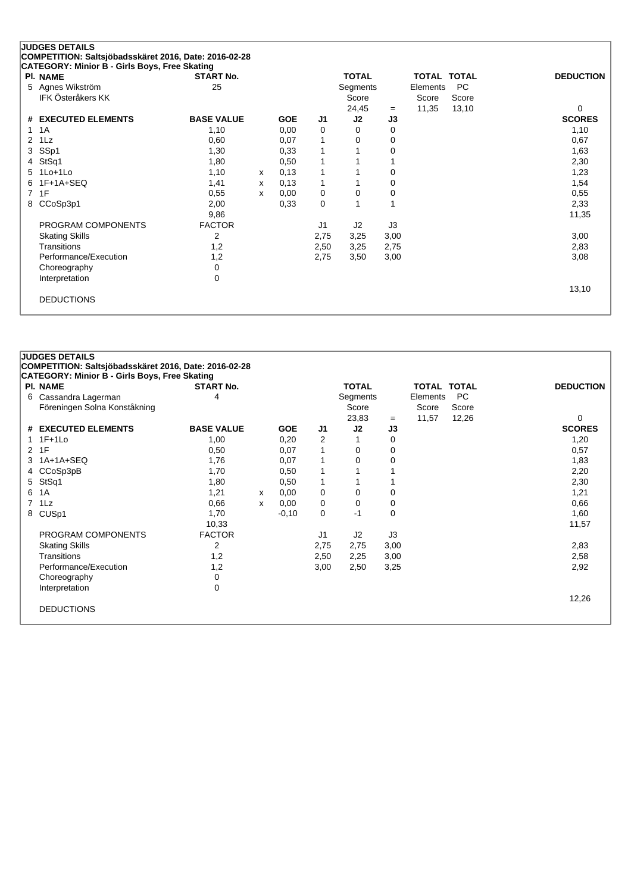## JUDGES DETAILS

**COMPETITION: Saltsjöbadsskäret 2016, Date: 2016-02-28**

**CATEGORY: Minior B - Girls Boys, Free Skating**

| Pl. | NAME | START No. | TOTAL Segments Score | = | TOTAL Elements Score | TOTAL PC Score | DEDUCTION |
|---|---|---|---|---|---|---|---|
| 5 | Agnes Wikström<br>IFK Österåkers KK | 25 | 24,45 | = | 11,35 | 13,10 | 0 |

| # | EXECUTED ELEMENTS | BASE VALUE | | GOE | J1 | J2 | J3 | SCORES |
|---|---|---|---|---|---|---|---|---|
| 1 | 1A | 1,10 | | 0,00 | 0 | 0 | 0 | 1,10 |
| 2 | 1Lz | 0,60 | | 0,07 | 1 | 0 | 0 | 0,67 |
| 3 | SSp1 | 1,30 | | 0,33 | 1 | 1 | 0 | 1,63 |
| 4 | StSq1 | 1,80 | | 0,50 | 1 | 1 | 1 | 2,30 |
| 5 | 1Lo+1Lo | 1,10 | x | 0,13 | 1 | 1 | 0 | 1,23 |
| 6 | 1F+1A+SEQ | 1,41 | x | 0,13 | 1 | 1 | 0 | 1,54 |
| 7 | 1F | 0,55 | x | 0,00 | 0 | 0 | 0 | 0,55 |
| 8 | CCoSp3p1 | 2,00 | | 0,33 | 0 | 1 | 1 | 2,33 |
| | | 9,86 | | | | | | 11,35 |
| | PROGRAM COMPONENTS | FACTOR | | | J1 | J2 | J3 | |
| | Skating Skills | 2 | | | 2,75 | 3,25 | 3,00 | 3,00 |
| | Transitions | 1,2 | | | 2,50 | 3,25 | 2,75 | 2,83 |
| | Performance/Execution | 1,2 | | | 2,75 | 3,50 | 3,00 | 3,08 |
| | Choreography | 0 | | | | | | |
| | Interpretation | 0 | | | | | | |
| | | | | | | | | 13,10 |
| | DEDUCTIONS | | | | | | | |

## JUDGES DETAILS

**COMPETITION: Saltsjöbadsskäret 2016, Date: 2016-02-28**

**CATEGORY: Minior B - Girls Boys, Free Skating**

| Pl. | NAME | START No. | TOTAL Segments Score | = | TOTAL Elements Score | TOTAL PC Score | DEDUCTION |
|---|---|---|---|---|---|---|---|
| 6 | Cassandra Lagerman<br>Föreningen Solna Konståkning | 4 | 23,83 | = | 11,57 | 12,26 | 0 |

| # | EXECUTED ELEMENTS | BASE VALUE | | GOE | J1 | J2 | J3 | SCORES |
|---|---|---|---|---|---|---|---|---|
| 1 | 1F+1Lo | 1,00 | | 0,20 | 2 | 1 | 0 | 1,20 |
| 2 | 1F | 0,50 | | 0,07 | 1 | 0 | 0 | 0,57 |
| 3 | 1A+1A+SEQ | 1,76 | | 0,07 | 1 | 0 | 0 | 1,83 |
| 4 | CCoSp3pB | 1,70 | | 0,50 | 1 | 1 | 1 | 2,20 |
| 5 | StSq1 | 1,80 | | 0,50 | 1 | 1 | 1 | 2,30 |
| 6 | 1A | 1,21 | x | 0,00 | 0 | 0 | 0 | 1,21 |
| 7 | 1Lz | 0,66 | x | 0,00 | 0 | 0 | 0 | 0,66 |
| 8 | CUSp1 | 1,70 | | -0,10 | 0 | -1 | 0 | 1,60 |
| | | 10,33 | | | | | | 11,57 |
| | PROGRAM COMPONENTS | FACTOR | | | J1 | J2 | J3 | |
| | Skating Skills | 2 | | | 2,75 | 2,75 | 3,00 | 2,83 |
| | Transitions | 1,2 | | | 2,50 | 2,25 | 3,00 | 2,58 |
| | Performance/Execution | 1,2 | | | 3,00 | 2,50 | 3,25 | 2,92 |
| | Choreography | 0 | | | | | | |
| | Interpretation | 0 | | | | | | |
| | | | | | | | | 12,26 |
| | DEDUCTIONS | | | | | | | |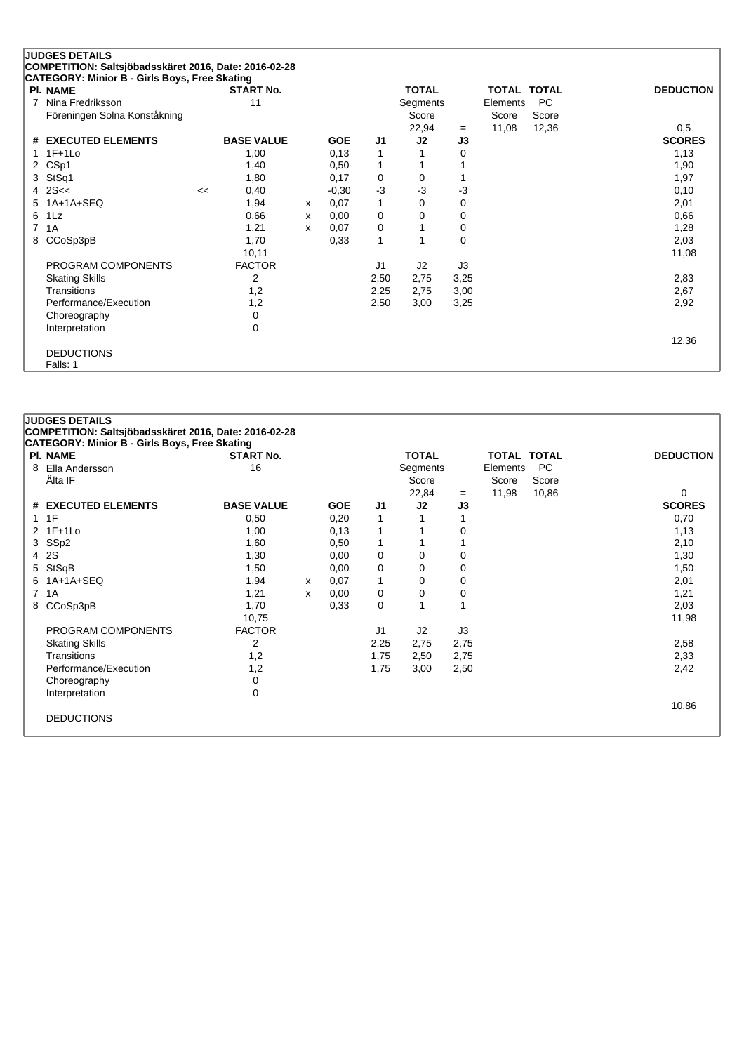**JUDGES DETAILS**
**COMPETITION: Saltsjöbadsskäret 2016, Date: 2016-02-28**
**CATEGORY: Minior B - Girls Boys, Free Skating**

| Pl. | NAME | START No. | TOTAL Segments Score | = | TOTAL Elements Score | TOTAL PC Score | DEDUCTION |
|---|---|---|---|---|---|---|---|
| 7 | Nina Fredriksson, Föreningen Solna Konståkning | 11 | 22,94 | = | 11,08 | 12,36 | 0,5 |

| # | EXECUTED ELEMENTS | | BASE VALUE | | GOE | J1 | J2 | J3 | SCORES |
|---|---|---|---|---|---|---|---|---|---|
| 1 | 1F+1Lo | | 1,00 | | 0,13 | 1 | 1 | 0 | 1,13 |
| 2 | CSp1 | | 1,40 | | 0,50 | 1 | 1 | 1 | 1,90 |
| 3 | StSq1 | | 1,80 | | 0,17 | 0 | 0 | 1 | 1,97 |
| 4 | 2S<< | << | 0,40 | | -0,30 | -3 | -3 | -3 | 0,10 |
| 5 | 1A+1A+SEQ | | 1,94 | x | 0,07 | 1 | 0 | 0 | 2,01 |
| 6 | 1Lz | | 0,66 | x | 0,00 | 0 | 0 | 0 | 0,66 |
| 7 | 1A | | 1,21 | x | 0,07 | 0 | 1 | 0 | 1,28 |
| 8 | CCoSp3pB | | 1,70 | | 0,33 | 1 | 1 | 0 | 2,03 |
| | | | 10,11 | | | | | | 11,08 |

| PROGRAM COMPONENTS | FACTOR | J1 | J2 | J3 | |
|---|---|---|---|---|---|
| Skating Skills | 2 | 2,50 | 2,75 | 3,25 | 2,83 |
| Transitions | 1,2 | 2,25 | 2,75 | 3,00 | 2,67 |
| Performance/Execution | 1,2 | 2,50 | 3,00 | 3,25 | 2,92 |
| Choreography | 0 | | | | |
| Interpretation | 0 | | | | |
| | | | | | 12,36 |

DEDUCTIONS
Falls: 1

**JUDGES DETAILS**
**COMPETITION: Saltsjöbadsskäret 2016, Date: 2016-02-28**
**CATEGORY: Minior B - Girls Boys, Free Skating**

| Pl. | NAME | START No. | TOTAL Segments Score | = | TOTAL Elements Score | TOTAL PC Score | DEDUCTION |
|---|---|---|---|---|---|---|---|
| 8 | Ella Andersson, Älta IF | 16 | 22,84 | = | 11,98 | 10,86 | 0 |

| # | EXECUTED ELEMENTS | | BASE VALUE | | GOE | J1 | J2 | J3 | SCORES |
|---|---|---|---|---|---|---|---|---|---|
| 1 | 1F | | 0,50 | | 0,20 | 1 | 1 | 1 | 0,70 |
| 2 | 1F+1Lo | | 1,00 | | 0,13 | 1 | 1 | 0 | 1,13 |
| 3 | SSp2 | | 1,60 | | 0,50 | 1 | 1 | 1 | 2,10 |
| 4 | 2S | | 1,30 | | 0,00 | 0 | 0 | 0 | 1,30 |
| 5 | StSqB | | 1,50 | | 0,00 | 0 | 0 | 0 | 1,50 |
| 6 | 1A+1A+SEQ | | 1,94 | x | 0,07 | 1 | 0 | 0 | 2,01 |
| 7 | 1A | | 1,21 | x | 0,00 | 0 | 0 | 0 | 1,21 |
| 8 | CCoSp3pB | | 1,70 | | 0,33 | 0 | 1 | 1 | 2,03 |
| | | | 10,75 | | | | | | 11,98 |

| PROGRAM COMPONENTS | FACTOR | J1 | J2 | J3 | |
|---|---|---|---|---|---|
| Skating Skills | 2 | 2,25 | 2,75 | 2,75 | 2,58 |
| Transitions | 1,2 | 1,75 | 2,50 | 2,75 | 2,33 |
| Performance/Execution | 1,2 | 1,75 | 3,00 | 2,50 | 2,42 |
| Choreography | 0 | | | | |
| Interpretation | 0 | | | | |
| | | | | | 10,86 |

DEDUCTIONS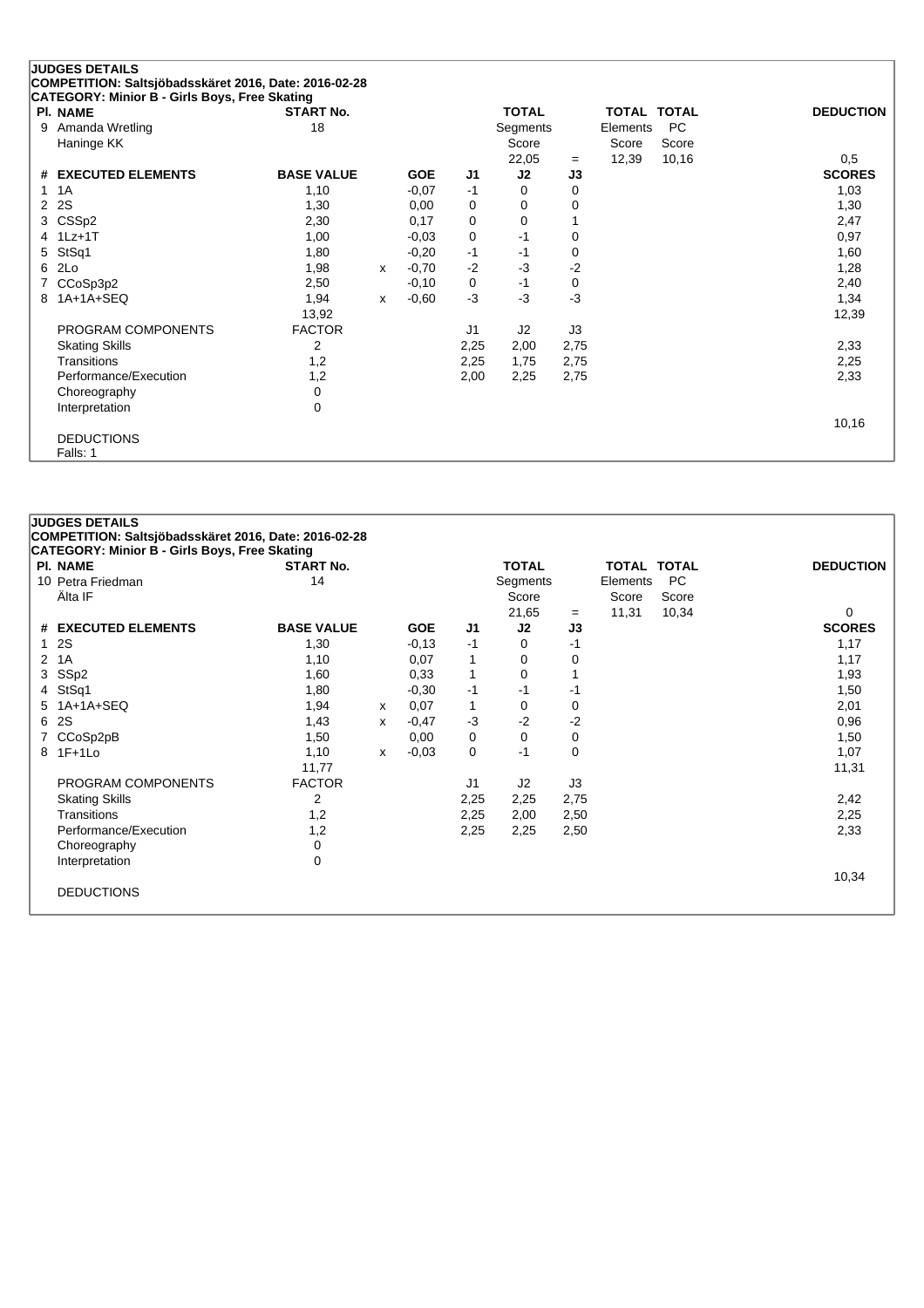## JUDGES DETAILS

**COMPETITION: Saltsjöbadsskäret 2016, Date: 2016-02-28**

**CATEGORY: Minior B - Girls Boys, Free Skating**

| Pl. NAME | START No. | TOTAL Segments Score | = | TOTAL Elements Score | TOTAL PC Score | DEDUCTION |
|---|---|---|---|---|---|---|
| 9 Amanda Wretling, Haninge KK | 18 | 22,05 | = | 12,39 | 10,16 | 0,5 |

| # | EXECUTED ELEMENTS | BASE VALUE | | GOE | J1 | J2 | J3 | SCORES |
|---|---|---|---|---|---|---|---|---|
| 1 | 1A | 1,10 | | -0,07 | -1 | 0 | 0 | 1,03 |
| 2 | 2S | 1,30 | | 0,00 | 0 | 0 | 0 | 1,30 |
| 3 | CSSp2 | 2,30 | | 0,17 | 0 | 0 | 1 | 2,47 |
| 4 | 1Lz+1T | 1,00 | | -0,03 | 0 | -1 | 0 | 0,97 |
| 5 | StSq1 | 1,80 | | -0,20 | -1 | -1 | 0 | 1,60 |
| 6 | 2Lo | 1,98 | x | -0,70 | -2 | -3 | -2 | 1,28 |
| 7 | CCoSp3p2 | 2,50 | | -0,10 | 0 | -1 | 0 | 2,40 |
| 8 | 1A+1A+SEQ | 1,94 | x | -0,60 | -3 | -3 | -3 | 1,34 |
| | | 13,92 | | | | | | 12,39 |
| | PROGRAM COMPONENTS | FACTOR | | | J1 | J2 | J3 | |
| | Skating Skills | 2 | | | 2,25 | 2,00 | 2,75 | 2,33 |
| | Transitions | 1,2 | | | 2,25 | 1,75 | 2,75 | 2,25 |
| | Performance/Execution | 1,2 | | | 2,00 | 2,25 | 2,75 | 2,33 |
| | Choreography | 0 | | | | | | |
| | Interpretation | 0 | | | | | | |
| | | | | | | | | 10,16 |

DEDUCTIONS

Falls: 1

## JUDGES DETAILS

**COMPETITION: Saltsjöbadsskäret 2016, Date: 2016-02-28**

**CATEGORY: Minior B - Girls Boys, Free Skating**

| Pl. NAME | START No. | TOTAL Segments Score | = | TOTAL Elements Score | TOTAL PC Score | DEDUCTION |
|---|---|---|---|---|---|---|
| 10 Petra Friedman, Älta IF | 14 | 21,65 | = | 11,31 | 10,34 | 0 |

| # | EXECUTED ELEMENTS | BASE VALUE | | GOE | J1 | J2 | J3 | SCORES |
|---|---|---|---|---|---|---|---|---|
| 1 | 2S | 1,30 | | -0,13 | -1 | 0 | -1 | 1,17 |
| 2 | 1A | 1,10 | | 0,07 | 1 | 0 | 0 | 1,17 |
| 3 | SSp2 | 1,60 | | 0,33 | 1 | 0 | 1 | 1,93 |
| 4 | StSq1 | 1,80 | | -0,30 | -1 | -1 | -1 | 1,50 |
| 5 | 1A+1A+SEQ | 1,94 | x | 0,07 | 1 | 0 | 0 | 2,01 |
| 6 | 2S | 1,43 | x | -0,47 | -3 | -2 | -2 | 0,96 |
| 7 | CCoSp2pB | 1,50 | | 0,00 | 0 | 0 | 0 | 1,50 |
| 8 | 1F+1Lo | 1,10 | x | -0,03 | 0 | -1 | 0 | 1,07 |
| | | 11,77 | | | | | | 11,31 |
| | PROGRAM COMPONENTS | FACTOR | | | J1 | J2 | J3 | |
| | Skating Skills | 2 | | | 2,25 | 2,25 | 2,75 | 2,42 |
| | Transitions | 1,2 | | | 2,25 | 2,00 | 2,50 | 2,25 |
| | Performance/Execution | 1,2 | | | 2,25 | 2,25 | 2,50 | 2,33 |
| | Choreography | 0 | | | | | | |
| | Interpretation | 0 | | | | | | |
| | | | | | | | | 10,34 |

DEDUCTIONS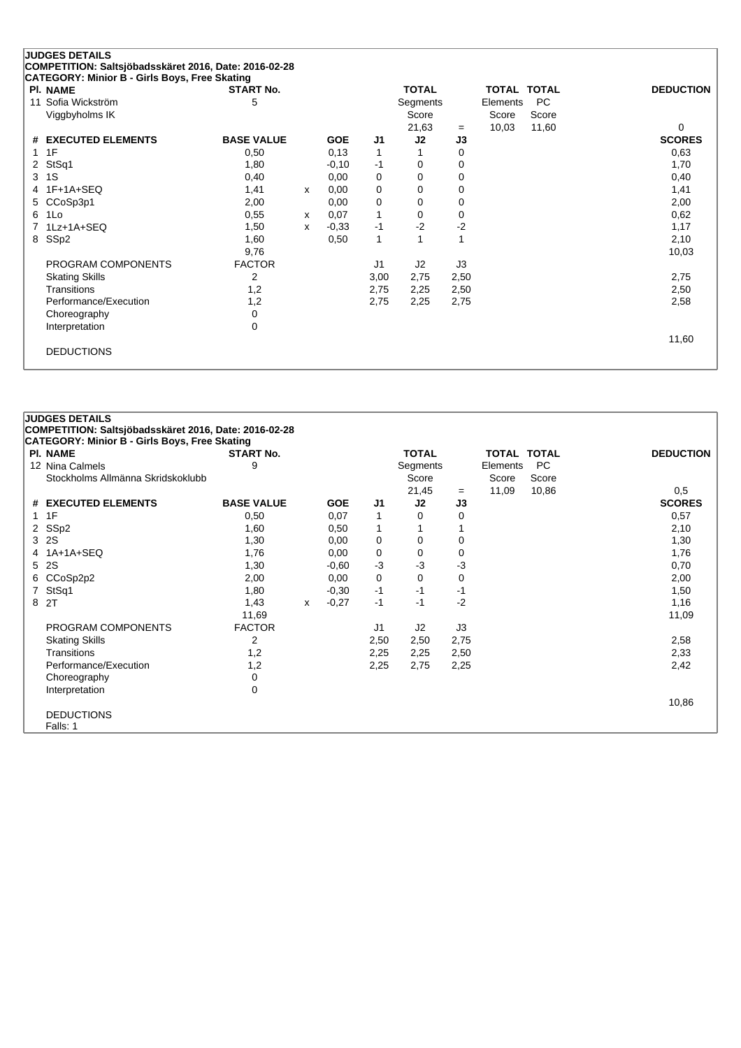**JUDGES DETAILS**

**COMPETITION: Saltsjöbadsskäret 2016, Date: 2016-02-28**

**CATEGORY: Minior B - Girls Boys, Free Skating**

| Pl. NAME | START No. | | TOTAL Segments Score | | TOTAL Elements Score | TOTAL PC Score | DEDUCTION |
|---|---|---|---|---|---|---|---|
| 11 Sofia Wickström<br>Viggbyholms IK | 5 | | 21,63 | = | 10,03 | 11,60 | 0 |

| # | EXECUTED ELEMENTS | BASE VALUE | | GOE | J1 | J2 | J3 | SCORES |
|---|---|---|---|---|---|---|---|---|
| 1 | 1F | 0,50 | | 0,13 | 1 | 1 | 0 | 0,63 |
| 2 | StSq1 | 1,80 | | -0,10 | -1 | 0 | 0 | 1,70 |
| 3 | 1S | 0,40 | | 0,00 | 0 | 0 | 0 | 0,40 |
| 4 | 1F+1A+SEQ | 1,41 | x | 0,00 | 0 | 0 | 0 | 1,41 |
| 5 | CCoSp3p1 | 2,00 | | 0,00 | 0 | 0 | 0 | 2,00 |
| 6 | 1Lo | 0,55 | x | 0,07 | 1 | 0 | 0 | 0,62 |
| 7 | 1Lz+1A+SEQ | 1,50 | x | -0,33 | -1 | -2 | -2 | 1,17 |
| 8 | SSp2 | 1,60 | | 0,50 | 1 | 1 | 1 | 2,10 |
| | | 9,76 | | | | | | 10,03 |

| PROGRAM COMPONENTS | FACTOR | J1 | J2 | J3 | |
|---|---|---|---|---|---|
| Skating Skills | 2 | 3,00 | 2,75 | 2,50 | 2,75 |
| Transitions | 1,2 | 2,75 | 2,25 | 2,50 | 2,50 |
| Performance/Execution | 1,2 | 2,75 | 2,25 | 2,75 | 2,58 |
| Choreography | 0 | | | | |
| Interpretation | 0 | | | | |
| | | | | | 11,60 |

DEDUCTIONS

**JUDGES DETAILS**

**COMPETITION: Saltsjöbadsskäret 2016, Date: 2016-02-28**

**CATEGORY: Minior B - Girls Boys, Free Skating**

| Pl. NAME | START No. | | TOTAL Segments Score | | TOTAL Elements Score | TOTAL PC Score | DEDUCTION |
|---|---|---|---|---|---|---|---|
| 12 Nina Calmels<br>Stockholms Allmänna Skridskoklubb | 9 | | 21,45 | = | 11,09 | 10,86 | 0,5 |

| # | EXECUTED ELEMENTS | BASE VALUE | | GOE | J1 | J2 | J3 | SCORES |
|---|---|---|---|---|---|---|---|---|
| 1 | 1F | 0,50 | | 0,07 | 1 | 0 | 0 | 0,57 |
| 2 | SSp2 | 1,60 | | 0,50 | 1 | 1 | 1 | 2,10 |
| 3 | 2S | 1,30 | | 0,00 | 0 | 0 | 0 | 1,30 |
| 4 | 1A+1A+SEQ | 1,76 | | 0,00 | 0 | 0 | 0 | 1,76 |
| 5 | 2S | 1,30 | | -0,60 | -3 | -3 | -3 | 0,70 |
| 6 | CCoSp2p2 | 2,00 | | 0,00 | 0 | 0 | 0 | 2,00 |
| 7 | StSq1 | 1,80 | | -0,30 | -1 | -1 | -1 | 1,50 |
| 8 | 2T | 1,43 | x | -0,27 | -1 | -1 | -2 | 1,16 |
| | | 11,69 | | | | | | 11,09 |

| PROGRAM COMPONENTS | FACTOR | J1 | J2 | J3 | |
|---|---|---|---|---|---|
| Skating Skills | 2 | 2,50 | 2,50 | 2,75 | 2,58 |
| Transitions | 1,2 | 2,25 | 2,25 | 2,50 | 2,33 |
| Performance/Execution | 1,2 | 2,25 | 2,75 | 2,25 | 2,42 |
| Choreography | 0 | | | | |
| Interpretation | 0 | | | | |
| | | | | | 10,86 |

DEDUCTIONS

Falls: 1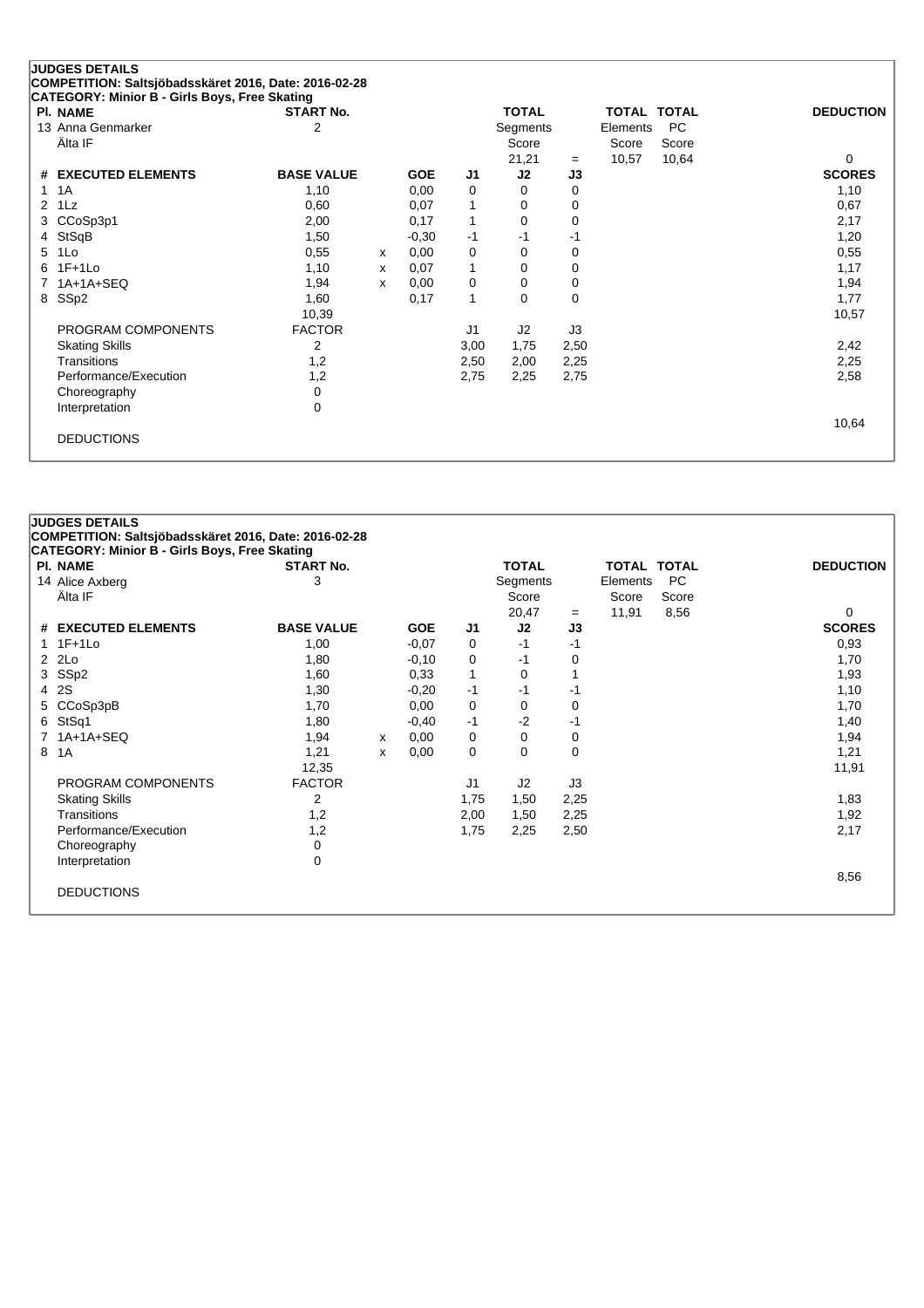## JUDGES DETAILS

**COMPETITION: Saltsjöbadsskäret 2016, Date: 2016-02-28**

**CATEGORY: Minior B - Girls Boys, Free Skating**

| Pl. NAME | START No. | | | | TOTAL Segments Score | | TOTAL Elements Score | TOTAL PC Score | DEDUCTION |
|---|---|---|---|---|---|---|---|---|---|
| 13 Anna Genmarker<br>Älta IF | 2 | | | | 21,21 | = | 10,57 | 10,64 | 0 |

| # | EXECUTED ELEMENTS | BASE VALUE | | GOE | J1 | J2 | J3 | SCORES |
|---|---|---|---|---|---|---|---|---|
| 1 | 1A | 1,10 | | 0,00 | 0 | 0 | 0 | 1,10 |
| 2 | 1Lz | 0,60 | | 0,07 | 1 | 0 | 0 | 0,67 |
| 3 | CCoSp3p1 | 2,00 | | 0,17 | 1 | 0 | 0 | 2,17 |
| 4 | StSqB | 1,50 | | -0,30 | -1 | -1 | -1 | 1,20 |
| 5 | 1Lo | 0,55 | x | 0,00 | 0 | 0 | 0 | 0,55 |
| 6 | 1F+1Lo | 1,10 | x | 0,07 | 1 | 0 | 0 | 1,17 |
| 7 | 1A+1A+SEQ | 1,94 | x | 0,00 | 0 | 0 | 0 | 1,94 |
| 8 | SSp2 | 1,60 | | 0,17 | 1 | 0 | 0 | 1,77 |
| | | 10,39 | | | | | | 10,57 |
| | PROGRAM COMPONENTS | FACTOR | | | J1 | J2 | J3 | |
| | Skating Skills | 2 | | | 3,00 | 1,75 | 2,50 | 2,42 |
| | Transitions | 1,2 | | | 2,50 | 2,00 | 2,25 | 2,25 |
| | Performance/Execution | 1,2 | | | 2,75 | 2,25 | 2,75 | 2,58 |
| | Choreography | 0 | | | | | | |
| | Interpretation | 0 | | | | | | |
| | | | | | | | | 10,64 |
| | DEDUCTIONS | | | | | | | |

## JUDGES DETAILS

**COMPETITION: Saltsjöbadsskäret 2016, Date: 2016-02-28**

**CATEGORY: Minior B - Girls Boys, Free Skating**

| Pl. NAME | START No. | | | | TOTAL Segments Score | | TOTAL Elements Score | TOTAL PC Score | DEDUCTION |
|---|---|---|---|---|---|---|---|---|---|
| 14 Alice Axberg<br>Älta IF | 3 | | | | 20,47 | = | 11,91 | 8,56 | 0 |

| # | EXECUTED ELEMENTS | BASE VALUE | | GOE | J1 | J2 | J3 | SCORES |
|---|---|---|---|---|---|---|---|---|
| 1 | 1F+1Lo | 1,00 | | -0,07 | 0 | -1 | -1 | 0,93 |
| 2 | 2Lo | 1,80 | | -0,10 | 0 | -1 | 0 | 1,70 |
| 3 | SSp2 | 1,60 | | 0,33 | 1 | 0 | 1 | 1,93 |
| 4 | 2S | 1,30 | | -0,20 | -1 | -1 | -1 | 1,10 |
| 5 | CCoSp3pB | 1,70 | | 0,00 | 0 | 0 | 0 | 1,70 |
| 6 | StSq1 | 1,80 | | -0,40 | -1 | -2 | -1 | 1,40 |
| 7 | 1A+1A+SEQ | 1,94 | x | 0,00 | 0 | 0 | 0 | 1,94 |
| 8 | 1A | 1,21 | x | 0,00 | 0 | 0 | 0 | 1,21 |
| | | 12,35 | | | | | | 11,91 |
| | PROGRAM COMPONENTS | FACTOR | | | J1 | J2 | J3 | |
| | Skating Skills | 2 | | | 1,75 | 1,50 | 2,25 | 1,83 |
| | Transitions | 1,2 | | | 2,00 | 1,50 | 2,25 | 1,92 |
| | Performance/Execution | 1,2 | | | 1,75 | 2,25 | 2,50 | 2,17 |
| | Choreography | 0 | | | | | | |
| | Interpretation | 0 | | | | | | |
| | | | | | | | | 8,56 |
| | DEDUCTIONS | | | | | | | |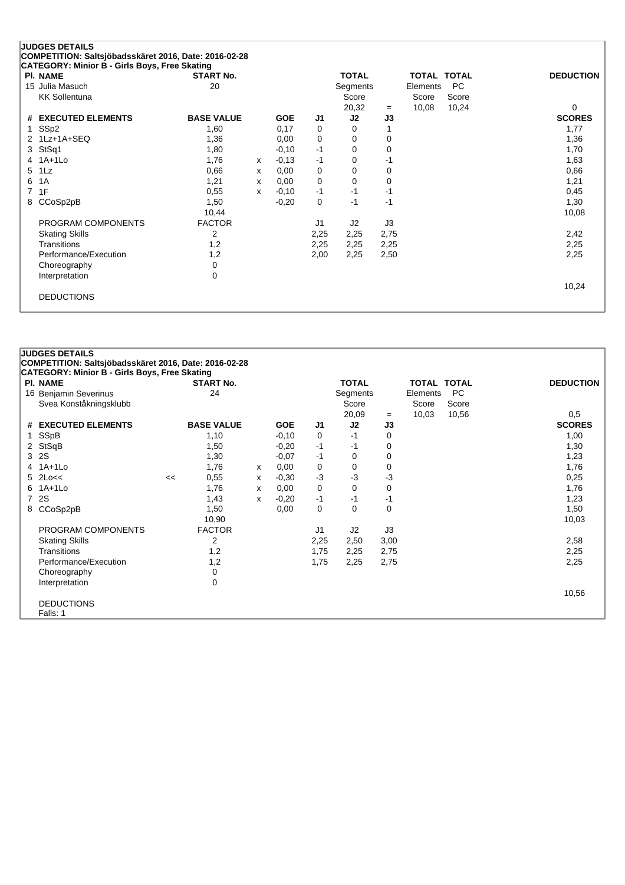**JUDGES DETAILS**

**COMPETITION: Saltsjöbadsskäret 2016, Date: 2016-02-28**

**CATEGORY: Minior B - Girls Boys, Free Skating**

| Pl. NAME | START No. | TOTAL Segments Score | | TOTAL Elements Score | TOTAL PC Score | DEDUCTION |
|---|---|---|---|---|---|---|
| 15 Julia Masuch | 20 | 20,32 | = | 10,08 | 10,24 | 0 |
| KK Sollentuna | | | | | | |

| # | EXECUTED ELEMENTS | | BASE VALUE | | GOE | J1 | J2 | J3 | SCORES |
|---|---|---|---|---|---|---|---|---|---|
| 1 | SSp2 | | 1,60 | | 0,17 | 0 | 0 | 1 | 1,77 |
| 2 | 1Lz+1A+SEQ | | 1,36 | | 0,00 | 0 | 0 | 0 | 1,36 |
| 3 | StSq1 | | 1,80 | | -0,10 | -1 | 0 | 0 | 1,70 |
| 4 | 1A+1Lo | | 1,76 | x | -0,13 | -1 | 0 | -1 | 1,63 |
| 5 | 1Lz | | 0,66 | x | 0,00 | 0 | 0 | 0 | 0,66 |
| 6 | 1A | | 1,21 | x | 0,00 | 0 | 0 | 0 | 1,21 |
| 7 | 1F | | 0,55 | x | -0,10 | -1 | -1 | -1 | 0,45 |
| 8 | CCoSp2pB | | 1,50 | | -0,20 | 0 | -1 | -1 | 1,30 |
| | | | 10,44 | | | | | | 10,08 |
| | PROGRAM COMPONENTS | | FACTOR | | | J1 | J2 | J3 | |
| | Skating Skills | | 2 | | | 2,25 | 2,25 | 2,75 | 2,42 |
| | Transitions | | 1,2 | | | 2,25 | 2,25 | 2,25 | 2,25 |
| | Performance/Execution | | 1,2 | | | 2,00 | 2,25 | 2,50 | 2,25 |
| | Choreography | | 0 | | | | | | |
| | Interpretation | | 0 | | | | | | |
| | | | | | | | | | 10,24 |
| | DEDUCTIONS | | | | | | | | |

**JUDGES DETAILS**

**COMPETITION: Saltsjöbadsskäret 2016, Date: 2016-02-28**

**CATEGORY: Minior B - Girls Boys, Free Skating**

| Pl. NAME | START No. | TOTAL Segments Score | | TOTAL Elements Score | TOTAL PC Score | DEDUCTION |
|---|---|---|---|---|---|---|
| 16 Benjamin Severinus | 24 | 20,09 | = | 10,03 | 10,56 | 0,5 |
| Svea Konståkningsklubb | | | | | | |

| # | EXECUTED ELEMENTS | | BASE VALUE | | GOE | J1 | J2 | J3 | SCORES |
|---|---|---|---|---|---|---|---|---|---|
| 1 | SSpB | | 1,10 | | -0,10 | 0 | -1 | 0 | 1,00 |
| 2 | StSqB | | 1,50 | | -0,20 | -1 | -1 | 0 | 1,30 |
| 3 | 2S | | 1,30 | | -0,07 | -1 | 0 | 0 | 1,23 |
| 4 | 1A+1Lo | | 1,76 | x | 0,00 | 0 | 0 | 0 | 1,76 |
| 5 | 2Lo<< | << | 0,55 | x | -0,30 | -3 | -3 | -3 | 0,25 |
| 6 | 1A+1Lo | | 1,76 | x | 0,00 | 0 | 0 | 0 | 1,76 |
| 7 | 2S | | 1,43 | x | -0,20 | -1 | -1 | -1 | 1,23 |
| 8 | CCoSp2pB | | 1,50 | | 0,00 | 0 | 0 | 0 | 1,50 |
| | | | 10,90 | | | | | | 10,03 |
| | PROGRAM COMPONENTS | | FACTOR | | | J1 | J2 | J3 | |
| | Skating Skills | | 2 | | | 2,25 | 2,50 | 3,00 | 2,58 |
| | Transitions | | 1,2 | | | 1,75 | 2,25 | 2,75 | 2,25 |
| | Performance/Execution | | 1,2 | | | 1,75 | 2,25 | 2,75 | 2,25 |
| | Choreography | | 0 | | | | | | |
| | Interpretation | | 0 | | | | | | |
| | | | | | | | | | 10,56 |
| | DEDUCTIONS | | | | | | | | |
| | Falls: 1 | | | | | | | | |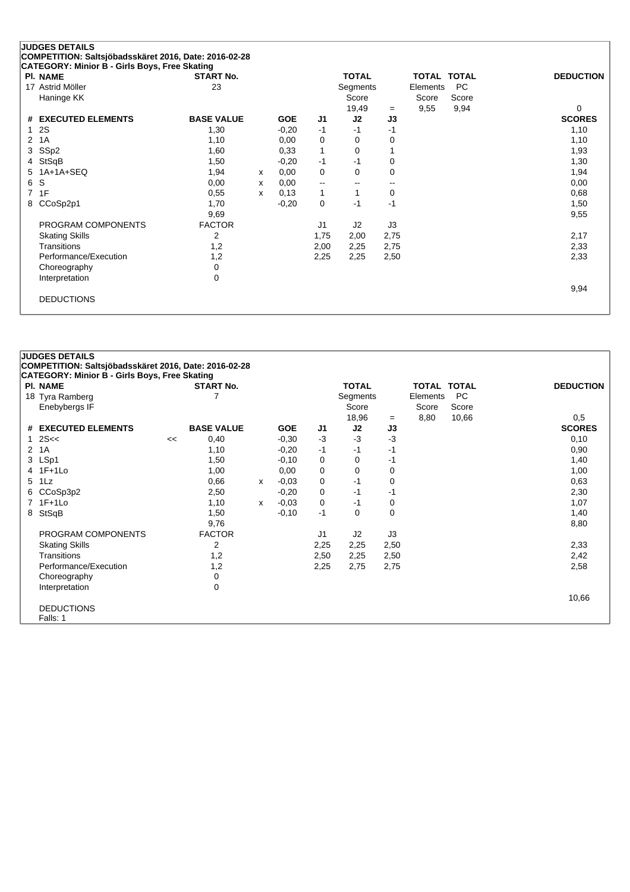## JUDGES DETAILS

**COMPETITION: Saltsjöbadsskäret 2016, Date: 2016-02-28**

**CATEGORY: Minior B - Girls Boys, Free Skating**

| Pl. NAME | START No. | TOTAL Segments Score | = | TOTAL Elements Score | TOTAL PC Score | DEDUCTION |
|---|---|---|---|---|---|---|
| 17 Astrid Möller<br>Haninge KK | 23 | 19,49 | = | 9,55 | 9,94 | 0 |

| # | EXECUTED ELEMENTS | | BASE VALUE | | GOE | J1 | J2 | J3 | SCORES |
|---|---|---|---|---|---|---|---|---|---|
| 1 | 2S | | 1,30 | | -0,20 | -1 | -1 | -1 | 1,10 |
| 2 | 1A | | 1,10 | | 0,00 | 0 | 0 | 0 | 1,10 |
| 3 | SSp2 | | 1,60 | | 0,33 | 1 | 0 | 1 | 1,93 |
| 4 | StSqB | | 1,50 | | -0,20 | -1 | -1 | 0 | 1,30 |
| 5 | 1A+1A+SEQ | | 1,94 | x | 0,00 | 0 | 0 | 0 | 1,94 |
| 6 | S | | 0,00 | x | 0,00 | -- | -- | -- | 0,00 |
| 7 | 1F | | 0,55 | x | 0,13 | 1 | 1 | 0 | 0,68 |
| 8 | CCoSp2p1 | | 1,70 | | -0,20 | 0 | -1 | -1 | 1,50 |
| | | | 9,69 | | | | | | 9,55 |

| PROGRAM COMPONENTS | FACTOR | J1 | J2 | J3 | |
|---|---|---|---|---|---|
| Skating Skills | 2 | 1,75 | 2,00 | 2,75 | 2,17 |
| Transitions | 1,2 | 2,00 | 2,25 | 2,75 | 2,33 |
| Performance/Execution | 1,2 | 2,25 | 2,25 | 2,50 | 2,33 |
| Choreography | 0 | | | | |
| Interpretation | 0 | | | | |
| | | | | | 9,94 |

DEDUCTIONS

## JUDGES DETAILS

**COMPETITION: Saltsjöbadsskäret 2016, Date: 2016-02-28**

**CATEGORY: Minior B - Girls Boys, Free Skating**

| Pl. NAME | START No. | TOTAL Segments Score | = | TOTAL Elements Score | TOTAL PC Score | DEDUCTION |
|---|---|---|---|---|---|---|
| 18 Tyra Ramberg<br>Enebybergs IF | 7 | 18,96 | = | 8,80 | 10,66 | 0,5 |

| # | EXECUTED ELEMENTS | | BASE VALUE | | GOE | J1 | J2 | J3 | SCORES |
|---|---|---|---|---|---|---|---|---|---|
| 1 | 2S<< | << | 0,40 | | -0,30 | -3 | -3 | -3 | 0,10 |
| 2 | 1A | | 1,10 | | -0,20 | -1 | -1 | -1 | 0,90 |
| 3 | LSp1 | | 1,50 | | -0,10 | 0 | 0 | -1 | 1,40 |
| 4 | 1F+1Lo | | 1,00 | | 0,00 | 0 | 0 | 0 | 1,00 |
| 5 | 1Lz | | 0,66 | x | -0,03 | 0 | -1 | 0 | 0,63 |
| 6 | CCoSp3p2 | | 2,50 | | -0,20 | 0 | -1 | -1 | 2,30 |
| 7 | 1F+1Lo | | 1,10 | x | -0,03 | 0 | -1 | 0 | 1,07 |
| 8 | StSqB | | 1,50 | | -0,10 | -1 | 0 | 0 | 1,40 |
| | | | 9,76 | | | | | | 8,80 |

| PROGRAM COMPONENTS | FACTOR | J1 | J2 | J3 | |
|---|---|---|---|---|---|
| Skating Skills | 2 | 2,25 | 2,25 | 2,50 | 2,33 |
| Transitions | 1,2 | 2,50 | 2,25 | 2,50 | 2,42 |
| Performance/Execution | 1,2 | 2,25 | 2,75 | 2,75 | 2,58 |
| Choreography | 0 | | | | |
| Interpretation | 0 | | | | |
| | | | | | 10,66 |

DEDUCTIONS

Falls: 1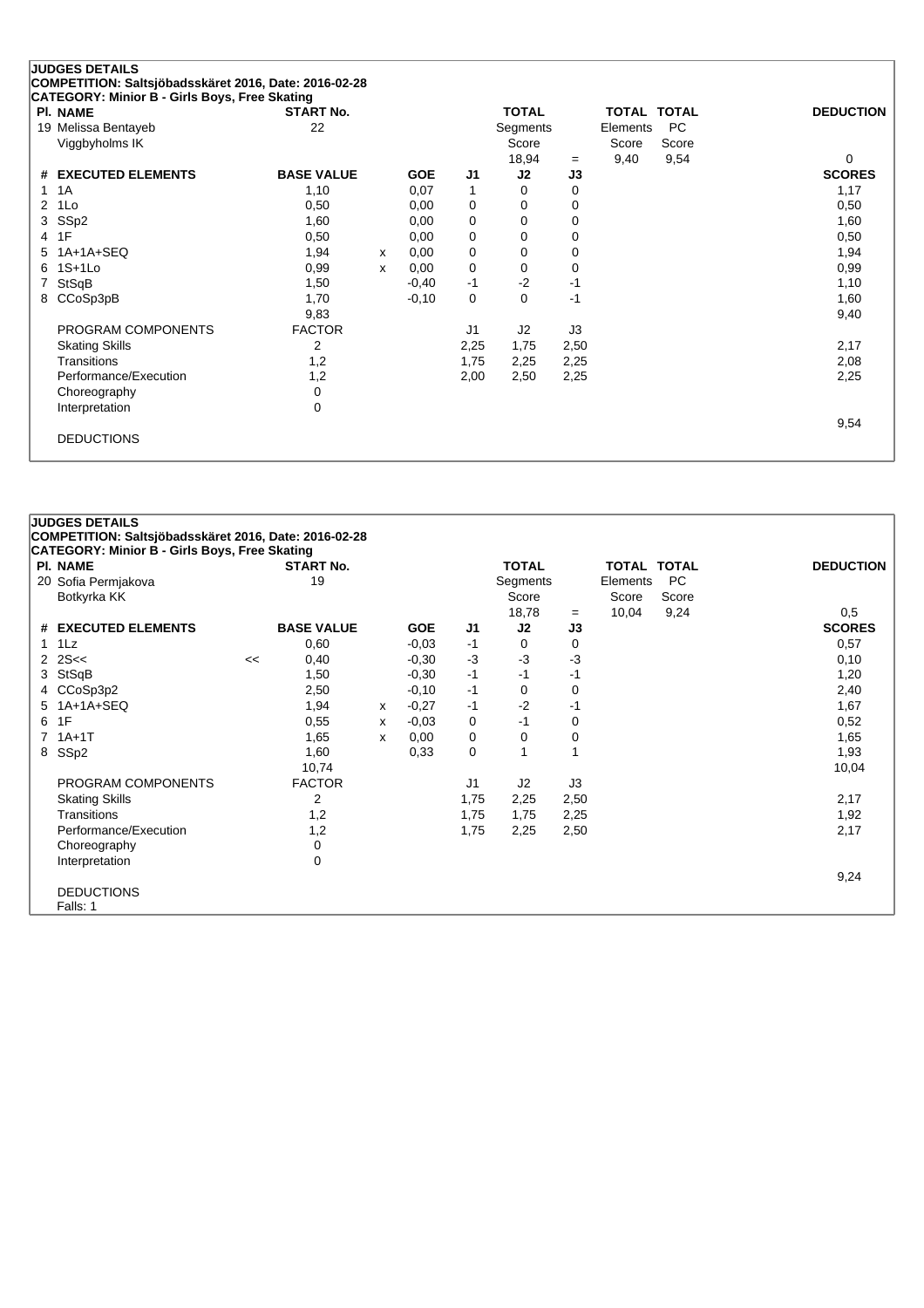**JUDGES DETAILS**
**COMPETITION: Saltsjöbadsskäret 2016, Date: 2016-02-28**
**CATEGORY: Minior B - Girls Boys, Free Skating**

| Pl. NAME | START No. | TOTAL Segments Score | = | TOTAL Elements Score | TOTAL PC Score | DEDUCTION |
|---|---|---|---|---|---|---|
| 19 Melissa Bentayeb, Viggbyholms IK | 22 | 18,94 | = | 9,40 | 9,54 | 0 |

| # | EXECUTED ELEMENTS | | BASE VALUE | | GOE | J1 | J2 | J3 | SCORES |
|---|---|---|---|---|---|---|---|---|---|
| 1 | 1A | | 1,10 | | 0,07 | 1 | 0 | 0 | 1,17 |
| 2 | 1Lo | | 0,50 | | 0,00 | 0 | 0 | 0 | 0,50 |
| 3 | SSp2 | | 1,60 | | 0,00 | 0 | 0 | 0 | 1,60 |
| 4 | 1F | | 0,50 | | 0,00 | 0 | 0 | 0 | 0,50 |
| 5 | 1A+1A+SEQ | | 1,94 | x | 0,00 | 0 | 0 | 0 | 1,94 |
| 6 | 1S+1Lo | | 0,99 | x | 0,00 | 0 | 0 | 0 | 0,99 |
| 7 | StSqB | | 1,50 | | -0,40 | -1 | -2 | -1 | 1,10 |
| 8 | CCoSp3pB | | 1,70 | | -0,10 | 0 | 0 | -1 | 1,60 |
| | | | 9,83 | | | | | | 9,40 |
| | PROGRAM COMPONENTS | | FACTOR | | | J1 | J2 | J3 | |
| | Skating Skills | | 2 | | | 2,25 | 1,75 | 2,50 | 2,17 |
| | Transitions | | 1,2 | | | 1,75 | 2,25 | 2,25 | 2,08 |
| | Performance/Execution | | 1,2 | | | 2,00 | 2,50 | 2,25 | 2,25 |
| | Choreography | | 0 | | | | | | |
| | Interpretation | | 0 | | | | | | |
| | | | | | | | | | 9,54 |
| | DEDUCTIONS | | | | | | | | |

**JUDGES DETAILS**
**COMPETITION: Saltsjöbadsskäret 2016, Date: 2016-02-28**
**CATEGORY: Minior B - Girls Boys, Free Skating**

| Pl. NAME | START No. | TOTAL Segments Score | = | TOTAL Elements Score | TOTAL PC Score | DEDUCTION |
|---|---|---|---|---|---|---|
| 20 Sofia Permjakova, Botkyrka KK | 19 | 18,78 | = | 10,04 | 9,24 | 0,5 |

| # | EXECUTED ELEMENTS | | BASE VALUE | | GOE | J1 | J2 | J3 | SCORES |
|---|---|---|---|---|---|---|---|---|---|
| 1 | 1Lz | | 0,60 | | -0,03 | -1 | 0 | 0 | 0,57 |
| 2 | 2S<< | << | 0,40 | | -0,30 | -3 | -3 | -3 | 0,10 |
| 3 | StSqB | | 1,50 | | -0,30 | -1 | -1 | -1 | 1,20 |
| 4 | CCoSp2 | | 2,50 | | -0,10 | -1 | 0 | 0 | 2,40 |
| 5 | 1A+1A+SEQ | | 1,94 | x | -0,27 | -1 | -2 | -1 | 1,67 |
| 6 | 1F | | 0,55 | x | -0,03 | 0 | -1 | 0 | 0,52 |
| 7 | 1A+1T | | 1,65 | x | 0,00 | 0 | 0 | 0 | 1,65 |
| 8 | SSp2 | | 1,60 | | 0,33 | 0 | 1 | 1 | 1,93 |
| | | | 10,74 | | | | | | 10,04 |
| | PROGRAM COMPONENTS | | FACTOR | | | J1 | J2 | J3 | |
| | Skating Skills | | 2 | | | 1,75 | 2,25 | 2,50 | 2,17 |
| | Transitions | | 1,2 | | | 1,75 | 1,75 | 2,25 | 1,92 |
| | Performance/Execution | | 1,2 | | | 1,75 | 2,25 | 2,50 | 2,17 |
| | Choreography | | 0 | | | | | | |
| | Interpretation | | 0 | | | | | | |
| | | | | | | | | | 9,24 |
| | DEDUCTIONS | | | | | | | | |
| | Falls: 1 | | | | | | | | |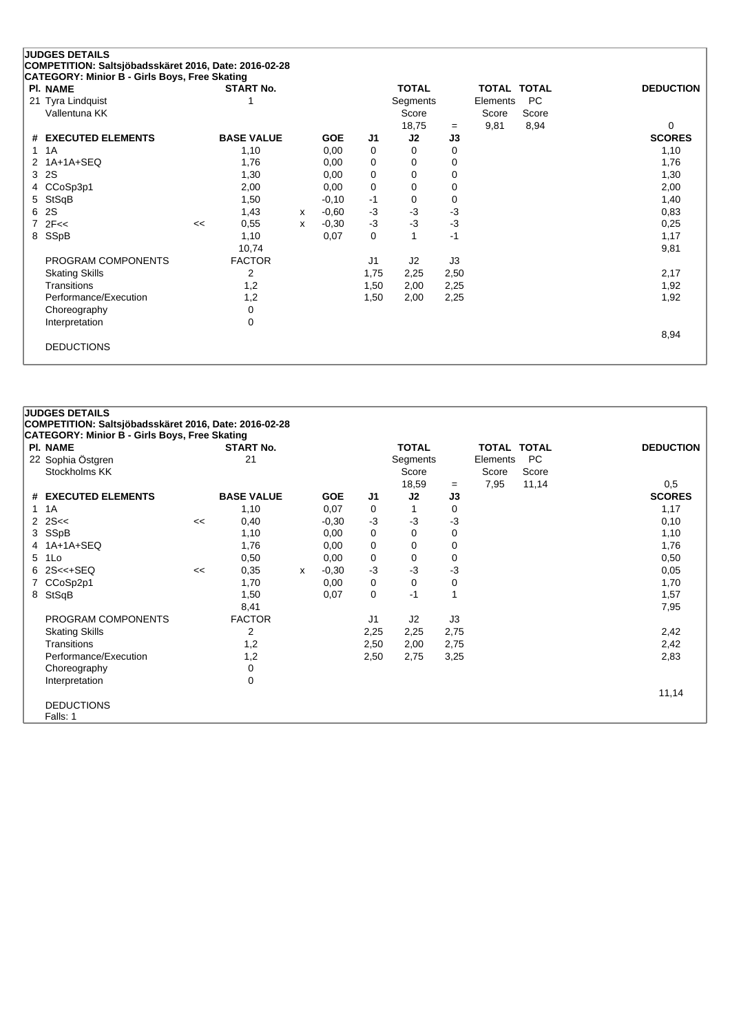**JUDGES DETAILS**
**COMPETITION: Saltsjöbadsskäret 2016, Date: 2016-02-28**
**CATEGORY: Minior B - Girls Boys, Free Skating**

| Pl. NAME | START No. | TOTAL Segments Score | = | TOTAL Elements Score | TOTAL PC Score | DEDUCTION |
|---|---|---|---|---|---|---|
| 21 Tyra Lindquist<br>Vallentuna KK | 1 | 18,75 | = | 9,81 | 8,94 | 0 |

| # | EXECUTED ELEMENTS | | BASE VALUE | | GOE | J1 | J2 | J3 | SCORES |
|---|---|---|---|---|---|---|---|---|---|
| 1 | 1A | | 1,10 | | 0,00 | 0 | 0 | 0 | 1,10 |
| 2 | 1A+1A+SEQ | | 1,76 | | 0,00 | 0 | 0 | 0 | 1,76 |
| 3 | 2S | | 1,30 | | 0,00 | 0 | 0 | 0 | 1,30 |
| 4 | CCoSp3p1 | | 2,00 | | 0,00 | 0 | 0 | 0 | 2,00 |
| 5 | StSqB | | 1,50 | | -0,10 | -1 | 0 | 0 | 1,40 |
| 6 | 2S | | 1,43 | x | -0,60 | -3 | -3 | -3 | 0,83 |
| 7 | 2F<< | << | 0,55 | x | -0,30 | -3 | -3 | -3 | 0,25 |
| 8 | SSpB | | 1,10 | | 0,07 | 0 | 1 | -1 | 1,17 |
| | | | 10,74 | | | | | | 9,81 |

| PROGRAM COMPONENTS | FACTOR | J1 | J2 | J3 | |
|---|---|---|---|---|---|
| Skating Skills | 2 | 1,75 | 2,25 | 2,50 | 2,17 |
| Transitions | 1,2 | 1,50 | 2,00 | 2,25 | 1,92 |
| Performance/Execution | 1,2 | 1,50 | 2,00 | 2,25 | 1,92 |
| Choreography | 0 | | | | |
| Interpretation | 0 | | | | |
| | | | | | 8,94 |

DEDUCTIONS

**JUDGES DETAILS**
**COMPETITION: Saltsjöbadsskäret 2016, Date: 2016-02-28**
**CATEGORY: Minior B - Girls Boys, Free Skating**

| Pl. NAME | START No. | TOTAL Segments Score | = | TOTAL Elements Score | TOTAL PC Score | DEDUCTION |
|---|---|---|---|---|---|---|
| 22 Sophia Östgren<br>Stockholms KK | 21 | 18,59 | = | 7,95 | 11,14 | 0,5 |

| # | EXECUTED ELEMENTS | | BASE VALUE | | GOE | J1 | J2 | J3 | SCORES |
|---|---|---|---|---|---|---|---|---|---|
| 1 | 1A | | 1,10 | | 0,07 | 0 | 1 | 0 | 1,17 |
| 2 | 2S<< | << | 0,40 | | -0,30 | -3 | -3 | -3 | 0,10 |
| 3 | SSpB | | 1,10 | | 0,00 | 0 | 0 | 0 | 1,10 |
| 4 | 1A+1A+SEQ | | 1,76 | | 0,00 | 0 | 0 | 0 | 1,76 |
| 5 | 1Lo | | 0,50 | | 0,00 | 0 | 0 | 0 | 0,50 |
| 6 | 2S<<+SEQ | << | 0,35 | x | -0,30 | -3 | -3 | -3 | 0,05 |
| 7 | CCoSp2p1 | | 1,70 | | 0,00 | 0 | 0 | 0 | 1,70 |
| 8 | StSqB | | 1,50 | | 0,07 | 0 | -1 | 1 | 1,57 |
| | | | 8,41 | | | | | | 7,95 |

| PROGRAM COMPONENTS | FACTOR | J1 | J2 | J3 | |
|---|---|---|---|---|---|
| Skating Skills | 2 | 2,25 | 2,25 | 2,75 | 2,42 |
| Transitions | 1,2 | 2,50 | 2,00 | 2,75 | 2,42 |
| Performance/Execution | 1,2 | 2,50 | 2,75 | 3,25 | 2,83 |
| Choreography | 0 | | | | |
| Interpretation | 0 | | | | |
| | | | | | 11,14 |

DEDUCTIONS
Falls: 1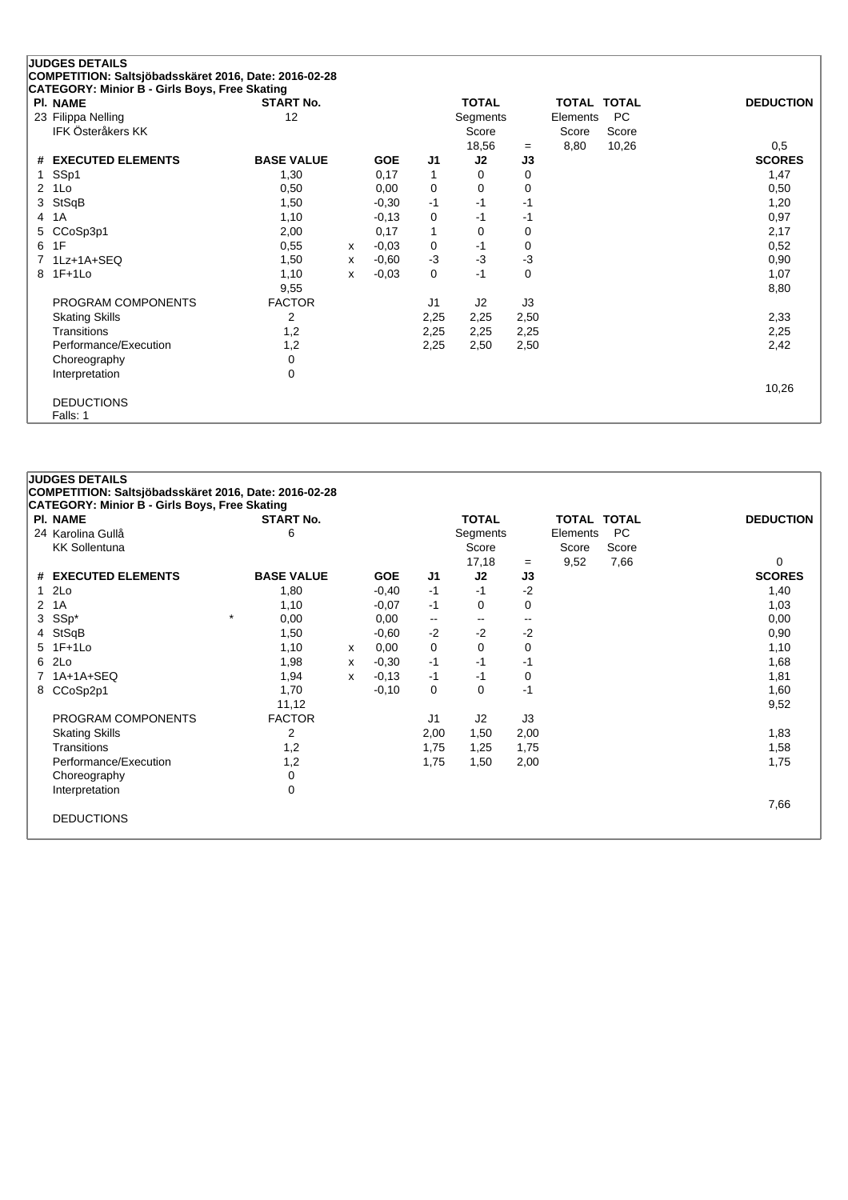**JUDGES DETAILS**
**COMPETITION: Saltsjöbadsskäret 2016, Date: 2016-02-28**
**CATEGORY: Minior B - Girls Boys, Free Skating**

| Pl. NAME | START No. | TOTAL Segments Score | | TOTAL Elements Score | TOTAL PC Score | DEDUCTION |
|---|---|---|---|---|---|---|
| 23 Filippa Nelling | 12 | 18,56 | = | 8,80 | 10,26 | 0,5 |
| IFK Österåkers KK | | | | | | |

| # | EXECUTED ELEMENTS | | BASE VALUE | | GOE | J1 | J2 | J3 | SCORES |
|---|---|---|---|---|---|---|---|---|---|
| 1 | SSp1 | | 1,30 | | 0,17 | 1 | 0 | 0 | 1,47 |
| 2 | 1Lo | | 0,50 | | 0,00 | 0 | 0 | 0 | 0,50 |
| 3 | StSqB | | 1,50 | | -0,30 | -1 | -1 | -1 | 1,20 |
| 4 | 1A | | 1,10 | | -0,13 | 0 | -1 | -1 | 0,97 |
| 5 | CCoSp3p1 | | 2,00 | | 0,17 | 1 | 0 | 0 | 2,17 |
| 6 | 1F | | 0,55 | x | -0,03 | 0 | -1 | 0 | 0,52 |
| 7 | 1Lz+1A+SEQ | | 1,50 | x | -0,60 | -3 | -3 | -3 | 0,90 |
| 8 | 1F+1Lo | | 1,10 | x | -0,03 | 0 | -1 | 0 | 1,07 |
| | | | 9,55 | | | | | | 8,80 |
| | PROGRAM COMPONENTS | | FACTOR | | | J1 | J2 | J3 | |
| | Skating Skills | | 2 | | | 2,25 | 2,25 | 2,50 | 2,33 |
| | Transitions | | 1,2 | | | 2,25 | 2,25 | 2,25 | 2,25 |
| | Performance/Execution | | 1,2 | | | 2,25 | 2,50 | 2,50 | 2,42 |
| | Choreography | | 0 | | | | | | |
| | Interpretation | | 0 | | | | | | |
| | | | | | | | | | 10,26 |

DEDUCTIONS
Falls: 1

**JUDGES DETAILS**
**COMPETITION: Saltsjöbadsskäret 2016, Date: 2016-02-28**
**CATEGORY: Minior B - Girls Boys, Free Skating**

| Pl. NAME | START No. | TOTAL Segments Score | | TOTAL Elements Score | TOTAL PC Score | DEDUCTION |
|---|---|---|---|---|---|---|
| 24 Karolina Gullå | 6 | 17,18 | = | 9,52 | 7,66 | 0 |
| KK Sollentuna | | | | | | |

| # | EXECUTED ELEMENTS | | BASE VALUE | | GOE | J1 | J2 | J3 | SCORES |
|---|---|---|---|---|---|---|---|---|---|
| 1 | 2Lo | | 1,80 | | -0,40 | -1 | -1 | -2 | 1,40 |
| 2 | 1A | | 1,10 | | -0,07 | -1 | 0 | 0 | 1,03 |
| 3 | SSp* | * | 0,00 | | 0,00 | -- | -- | -- | 0,00 |
| 4 | StSqB | | 1,50 | | -0,60 | -2 | -2 | -2 | 0,90 |
| 5 | 1F+1Lo | | 1,10 | x | 0,00 | 0 | 0 | 0 | 1,10 |
| 6 | 2Lo | | 1,98 | x | -0,30 | -1 | -1 | -1 | 1,68 |
| 7 | 1A+1A+SEQ | | 1,94 | x | -0,13 | -1 | -1 | 0 | 1,81 |
| 8 | CCoSp2p1 | | 1,70 | | -0,10 | 0 | 0 | -1 | 1,60 |
| | | | 11,12 | | | | | | 9,52 |
| | PROGRAM COMPONENTS | | FACTOR | | | J1 | J2 | J3 | |
| | Skating Skills | | 2 | | | 2,00 | 1,50 | 2,00 | 1,83 |
| | Transitions | | 1,2 | | | 1,75 | 1,25 | 1,75 | 1,58 |
| | Performance/Execution | | 1,2 | | | 1,75 | 1,50 | 2,00 | 1,75 |
| | Choreography | | 0 | | | | | | |
| | Interpretation | | 0 | | | | | | |
| | | | | | | | | | 7,66 |

DEDUCTIONS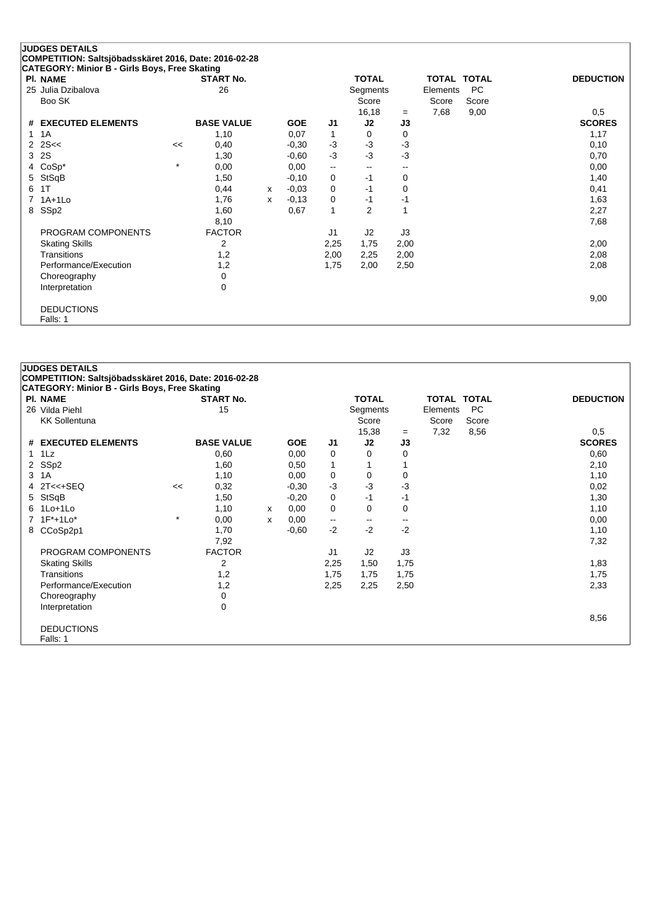## JUDGES DETAILS

**COMPETITION: Saltsjöbadsskäret 2016, Date: 2016-02-28**

**CATEGORY: Minior B - Girls Boys, Free Skating**

| Pl. NAME | START No. | TOTAL Segments Score | = | TOTAL Elements Score | TOTAL PC Score | DEDUCTION |
|---|---|---|---|---|---|---|
| 25 Julia Dzibalova<br>Boo SK | 26 | 16,18 | = | 7,68 | 9,00 | 0,5 |

| # | EXECUTED ELEMENTS | | BASE VALUE | | GOE | J1 | J2 | J3 | SCORES |
|---|---|---|---|---|---|---|---|---|---|
| 1 | 1A | | 1,10 | | 0,07 | 1 | 0 | 0 | 1,17 |
| 2 | 2S<< | << | 0,40 | | -0,30 | -3 | -3 | -3 | 0,10 |
| 3 | 2S | | 1,30 | | -0,60 | -3 | -3 | -3 | 0,70 |
| 4 | CoSp* | * | 0,00 | | 0,00 | -- | -- | -- | 0,00 |
| 5 | StSqB | | 1,50 | | -0,10 | 0 | -1 | 0 | 1,40 |
| 6 | 1T | | 0,44 | x | -0,03 | 0 | -1 | 0 | 0,41 |
| 7 | 1A+1Lo | | 1,76 | x | -0,13 | 0 | -1 | -1 | 1,63 |
| 8 | SSp2 | | 1,60 | | 0,67 | 1 | 2 | 1 | 2,27 |
| | | | 8,10 | | | | | | 7,68 |

| PROGRAM COMPONENTS | FACTOR | J1 | J2 | J3 | |
|---|---|---|---|---|---|
| Skating Skills | 2 | 2,25 | 1,75 | 2,00 | 2,00 |
| Transitions | 1,2 | 2,00 | 2,25 | 2,00 | 2,08 |
| Performance/Execution | 1,2 | 1,75 | 2,00 | 2,50 | 2,08 |
| Choreography | 0 | | | | |
| Interpretation | 0 | | | | |
| | | | | | 9,00 |

DEDUCTIONS

Falls: 1

## JUDGES DETAILS

**COMPETITION: Saltsjöbadsskäret 2016, Date: 2016-02-28**

**CATEGORY: Minior B - Girls Boys, Free Skating**

| Pl. NAME | START No. | TOTAL Segments Score | = | TOTAL Elements Score | TOTAL PC Score | DEDUCTION |
|---|---|---|---|---|---|---|
| 26 Vilda Piehl<br>KK Sollentuna | 15 | 15,38 | = | 7,32 | 8,56 | 0,5 |

| # | EXECUTED ELEMENTS | | BASE VALUE | | GOE | J1 | J2 | J3 | SCORES |
|---|---|---|---|---|---|---|---|---|---|
| 1 | 1Lz | | 0,60 | | 0,00 | 0 | 0 | 0 | 0,60 |
| 2 | SSp2 | | 1,60 | | 0,50 | 1 | 1 | 1 | 2,10 |
| 3 | 1A | | 1,10 | | 0,00 | 0 | 0 | 0 | 1,10 |
| 4 | 2T<<+SEQ | << | 0,32 | | -0,30 | -3 | -3 | -3 | 0,02 |
| 5 | StSqB | | 1,50 | | -0,20 | 0 | -1 | -1 | 1,30 |
| 6 | 1Lo+1Lo | | 1,10 | x | 0,00 | 0 | 0 | 0 | 1,10 |
| 7 | 1F*+1Lo* | * | 0,00 | x | 0,00 | -- | -- | -- | 0,00 |
| 8 | CCoSp2p1 | | 1,70 | | -0,60 | -2 | -2 | -2 | 1,10 |
| | | | 7,92 | | | | | | 7,32 |

| PROGRAM COMPONENTS | FACTOR | J1 | J2 | J3 | |
|---|---|---|---|---|---|
| Skating Skills | 2 | 2,25 | 1,50 | 1,75 | 1,83 |
| Transitions | 1,2 | 1,75 | 1,75 | 1,75 | 1,75 |
| Performance/Execution | 1,2 | 2,25 | 2,25 | 2,50 | 2,33 |
| Choreography | 0 | | | | |
| Interpretation | 0 | | | | |
| | | | | | 8,56 |

DEDUCTIONS

Falls: 1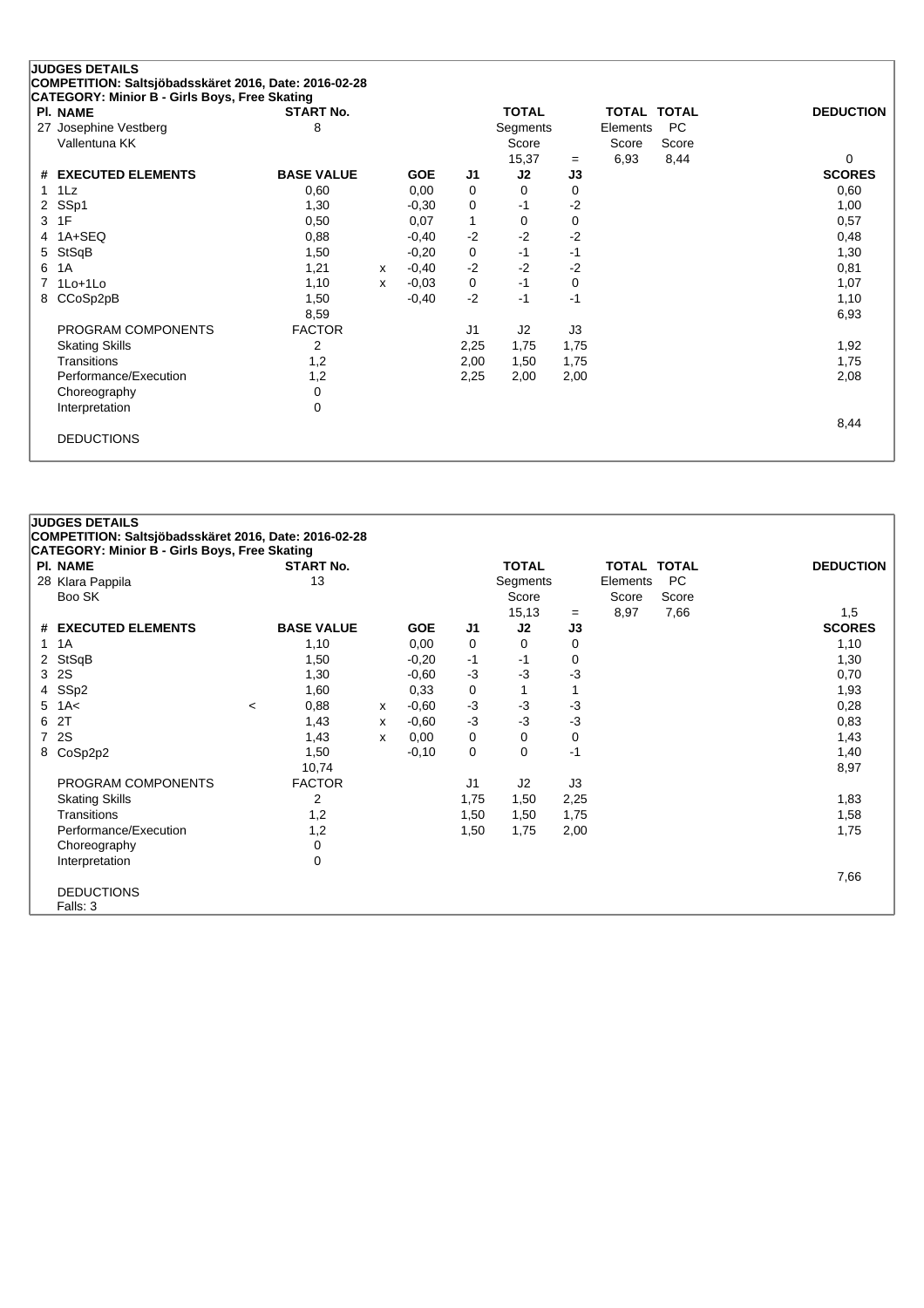## JUDGES DETAILS

**COMPETITION: Saltsjöbadsskäret 2016, Date: 2016-02-28**

**CATEGORY: Minior B - Girls Boys, Free Skating**

| Pl. NAME | START No. | TOTAL Segments Score | = | TOTAL Elements Score | TOTAL PC Score | DEDUCTION |
|---|---|---|---|---|---|---|
| 27 Josephine Vestberg, Vallentuna KK | 8 | 15,37 | = | 6,93 | 8,44 | 0 |

| # | EXECUTED ELEMENTS | | BASE VALUE | | GOE | J1 | J2 | J3 | SCORES |
|---|---|---|---|---|---|---|---|---|---|
| 1 | 1Lz | | 0,60 | | 0,00 | 0 | 0 | 0 | 0,60 |
| 2 | SSp1 | | 1,30 | | -0,30 | 0 | -1 | -2 | 1,00 |
| 3 | 1F | | 0,50 | | 0,07 | 1 | 0 | 0 | 0,57 |
| 4 | 1A+SEQ | | 0,88 | | -0,40 | -2 | -2 | -2 | 0,48 |
| 5 | StSqB | | 1,50 | | -0,20 | 0 | -1 | -1 | 1,30 |
| 6 | 1A | | 1,21 | x | -0,40 | -2 | -2 | -2 | 0,81 |
| 7 | 1Lo+1Lo | | 1,10 | x | -0,03 | 0 | -1 | 0 | 1,07 |
| 8 | CCoSp2pB | | 1,50 | | -0,40 | -2 | -1 | -1 | 1,10 |
| | | | 8,59 | | | | | | 6,93 |
| | PROGRAM COMPONENTS | | FACTOR | | | J1 | J2 | J3 | |
| | Skating Skills | | 2 | | | 2,25 | 1,75 | 1,75 | 1,92 |
| | Transitions | | 1,2 | | | 2,00 | 1,50 | 1,75 | 1,75 |
| | Performance/Execution | | 1,2 | | | 2,25 | 2,00 | 2,00 | 2,08 |
| | Choreography | | 0 | | | | | | |
| | Interpretation | | 0 | | | | | | |
| | | | | | | | | | 8,44 |
| | DEDUCTIONS | | | | | | | | |

## JUDGES DETAILS

**COMPETITION: Saltsjöbadsskäret 2016, Date: 2016-02-28**

**CATEGORY: Minior B - Girls Boys, Free Skating**

| Pl. NAME | START No. | TOTAL Segments Score | = | TOTAL Elements Score | TOTAL PC Score | DEDUCTION |
|---|---|---|---|---|---|---|
| 28 Klara Pappila, Boo SK | 13 | 15,13 | = | 8,97 | 7,66 | 1,5 |

| # | EXECUTED ELEMENTS | | BASE VALUE | | GOE | J1 | J2 | J3 | SCORES |
|---|---|---|---|---|---|---|---|---|---|
| 1 | 1A | | 1,10 | | 0,00 | 0 | 0 | 0 | 1,10 |
| 2 | StSqB | | 1,50 | | -0,20 | -1 | -1 | 0 | 1,30 |
| 3 | 2S | | 1,30 | | -0,60 | -3 | -3 | -3 | 0,70 |
| 4 | SSp2 | | 1,60 | | 0,33 | 0 | 1 | 1 | 1,93 |
| 5 | 1A< | < | 0,88 | x | -0,60 | -3 | -3 | -3 | 0,28 |
| 6 | 2T | | 1,43 | x | -0,60 | -3 | -3 | -3 | 0,83 |
| 7 | 2S | | 1,43 | x | 0,00 | 0 | 0 | 0 | 1,43 |
| 8 | CoSp2p2 | | 1,50 | | -0,10 | 0 | 0 | -1 | 1,40 |
| | | | 10,74 | | | | | | 8,97 |
| | PROGRAM COMPONENTS | | FACTOR | | | J1 | J2 | J3 | |
| | Skating Skills | | 2 | | | 1,75 | 1,50 | 2,25 | 1,83 |
| | Transitions | | 1,2 | | | 1,50 | 1,50 | 1,75 | 1,58 |
| | Performance/Execution | | 1,2 | | | 1,50 | 1,75 | 2,00 | 1,75 |
| | Choreography | | 0 | | | | | | |
| | Interpretation | | 0 | | | | | | |
| | | | | | | | | | 7,66 |
| | DEDUCTIONS | | | | | | | | |
| | Falls: 3 | | | | | | | | |